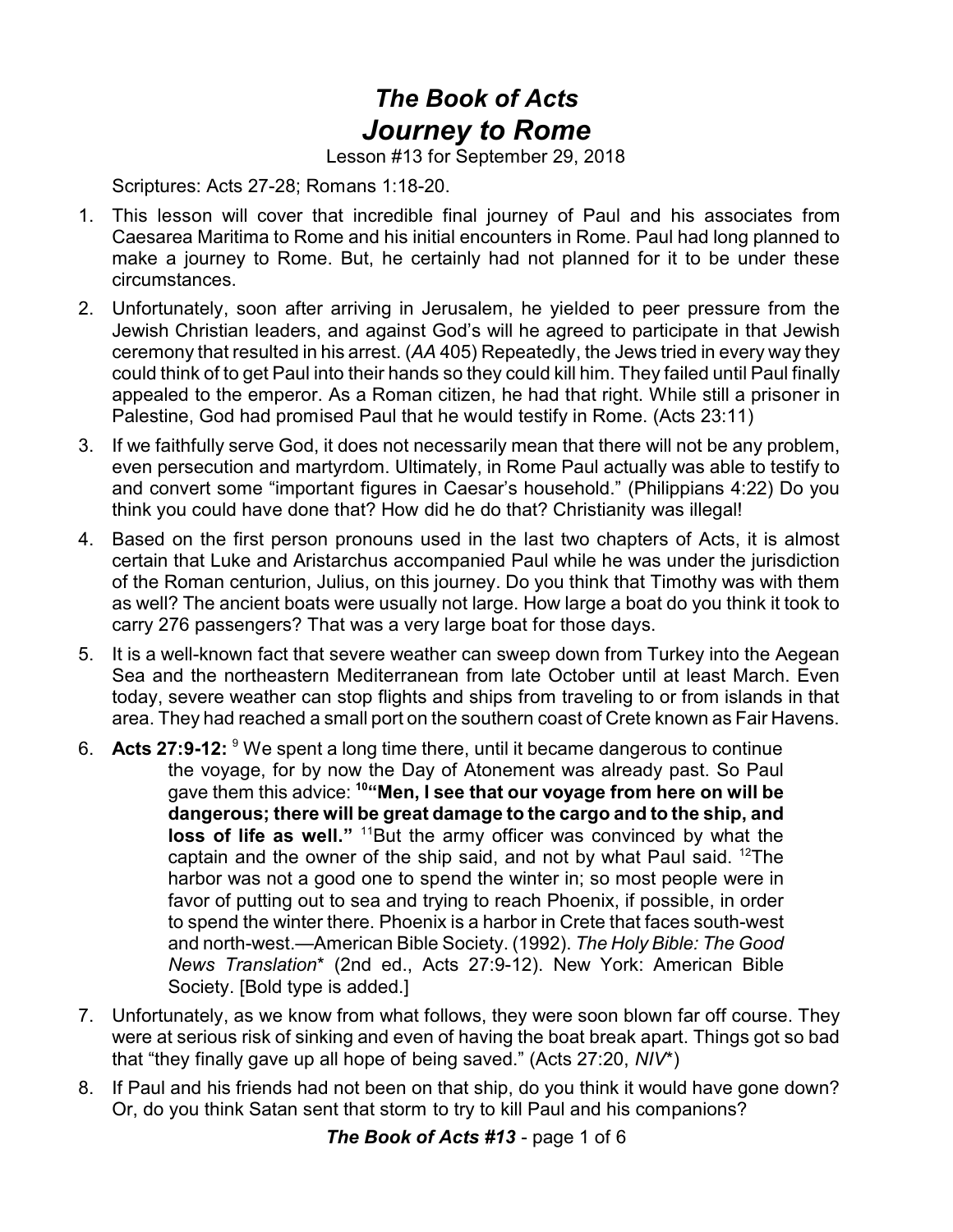# *The Book of Acts*
# *Journey to Rome*

Lesson #13 for September 29, 2018

Scriptures: Acts 27-28; Romans 1:18-20.

1. This lesson will cover that incredible final journey of Paul and his associates from Caesarea Maritima to Rome and his initial encounters in Rome. Paul had long planned to make a journey to Rome. But, he certainly had not planned for it to be under these circumstances.
2. Unfortunately, soon after arriving in Jerusalem, he yielded to peer pressure from the Jewish Christian leaders, and against God's will he agreed to participate in that Jewish ceremony that resulted in his arrest. (*AA* 405) Repeatedly, the Jews tried in every way they could think of to get Paul into their hands so they could kill him. They failed until Paul finally appealed to the emperor. As a Roman citizen, he had that right. While still a prisoner in Palestine, God had promised Paul that he would testify in Rome. (Acts 23:11)
3. If we faithfully serve God, it does not necessarily mean that there will not be any problem, even persecution and martyrdom. Ultimately, in Rome Paul actually was able to testify to and convert some "important figures in Caesar's household." (Philippians 4:22) Do you think you could have done that? How did he do that? Christianity was illegal!
4. Based on the first person pronouns used in the last two chapters of Acts, it is almost certain that Luke and Aristarchus accompanied Paul while he was under the jurisdiction of the Roman centurion, Julius, on this journey. Do you think that Timothy was with them as well? The ancient boats were usually not large. How large a boat do you think it took to carry 276 passengers? That was a very large boat for those days.
5. It is a well-known fact that severe weather can sweep down from Turkey into the Aegean Sea and the northeastern Mediterranean from late October until at least March. Even today, severe weather can stop flights and ships from traveling to or from islands in that area. They had reached a small port on the southern coast of Crete known as Fair Havens.
6. **Acts 27:9-12:** [9] We spent a long time there, until it became dangerous to continue the voyage, for by now the Day of Atonement was already past. So Paul gave them this advice: **[10]"Men, I see that our voyage from here on will be dangerous; there will be great damage to the cargo and to the ship, and loss of life as well."** [11]But the army officer was convinced by what the captain and the owner of the ship said, and not by what Paul said. [12]The harbor was not a good one to spend the winter in; so most people were in favor of putting out to sea and trying to reach Phoenix, if possible, in order to spend the winter there. Phoenix is a harbor in Crete that faces south-west and north-west.—American Bible Society. (1992). *The Holy Bible: The Good News Translation** (2nd ed., Acts 27:9-12). New York: American Bible Society. [Bold type is added.]
7. Unfortunately, as we know from what follows, they were soon blown far off course. They were at serious risk of sinking and even of having the boat break apart. Things got so bad that "they finally gave up all hope of being saved." (Acts 27:20, *NIV**)
8. If Paul and his friends had not been on that ship, do you think it would have gone down? Or, do you think Satan sent that storm to try to kill Paul and his companions?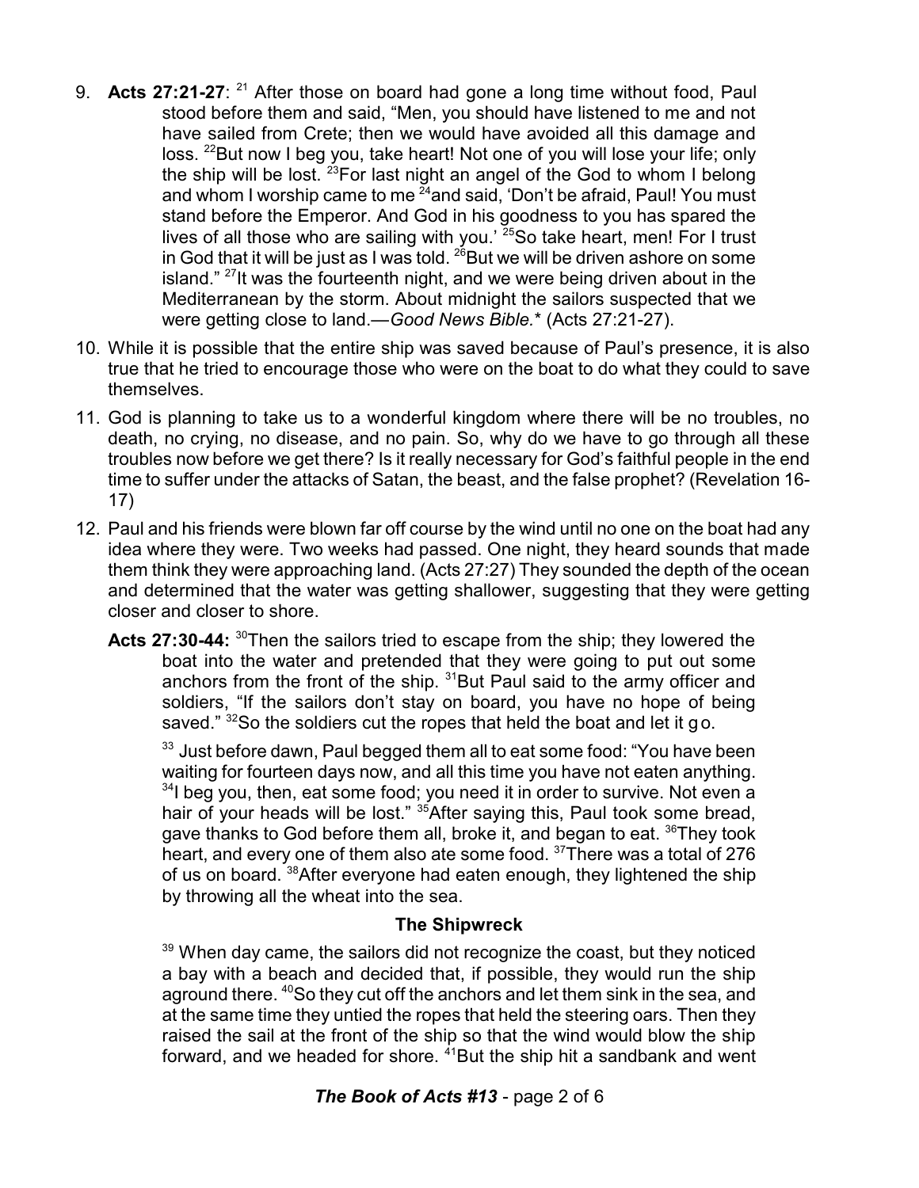9. **Acts 27:21-27**: [21] After those on board had gone a long time without food, Paul stood before them and said, "Men, you should have listened to me and not have sailed from Crete; then we would have avoided all this damage and loss. [22]But now I beg you, take heart! Not one of you will lose your life; only the ship will be lost. [23]For last night an angel of the God to whom I belong and whom I worship came to me [24]and said, 'Don't be afraid, Paul! You must stand before the Emperor. And God in his goodness to you has spared the lives of all those who are sailing with you.' [25]So take heart, men! For I trust in God that it will be just as I was told. [26]But we will be driven ashore on some island." [27]It was the fourteenth night, and we were being driven about in the Mediterranean by the storm. About midnight the sailors suspected that we were getting close to land.—*Good News Bible.*\* (Acts 27:21-27).

10. While it is possible that the entire ship was saved because of Paul's presence, it is also true that he tried to encourage those who were on the boat to do what they could to save themselves.

11. God is planning to take us to a wonderful kingdom where there will be no troubles, no death, no crying, no disease, and no pain. So, why do we have to go through all these troubles now before we get there? Is it really necessary for God's faithful people in the end time to suffer under the attacks of Satan, the beast, and the false prophet? (Revelation 16-17)

12. Paul and his friends were blown far off course by the wind until no one on the boat had any idea where they were. Two weeks had passed. One night, they heard sounds that made them think they were approaching land. (Acts 27:27) They sounded the depth of the ocean and determined that the water was getting shallower, suggesting that they were getting closer and closer to shore.

    **Acts 27:30-44:** [30]Then the sailors tried to escape from the ship; they lowered the boat into the water and pretended that they were going to put out some anchors from the front of the ship. [31]But Paul said to the army officer and soldiers, "If the sailors don't stay on board, you have no hope of being saved." [32]So the soldiers cut the ropes that held the boat and let it go.

    [33] Just before dawn, Paul begged them all to eat some food: "You have been waiting for fourteen days now, and all this time you have not eaten anything. [34]I beg you, then, eat some food; you need it in order to survive. Not even a hair of your heads will be lost." [35]After saying this, Paul took some bread, gave thanks to God before them all, broke it, and began to eat. [36]They took heart, and every one of them also ate some food. [37]There was a total of 276 of us on board. [38]After everyone had eaten enough, they lightened the ship by throwing all the wheat into the sea.

    **The Shipwreck**

    [39] When day came, the sailors did not recognize the coast, but they noticed a bay with a beach and decided that, if possible, they would run the ship aground there. [40]So they cut off the anchors and let them sink in the sea, and at the same time they untied the ropes that held the steering oars. Then they raised the sail at the front of the ship so that the wind would blow the ship forward, and we headed for shore. [41]But the ship hit a sandbank and went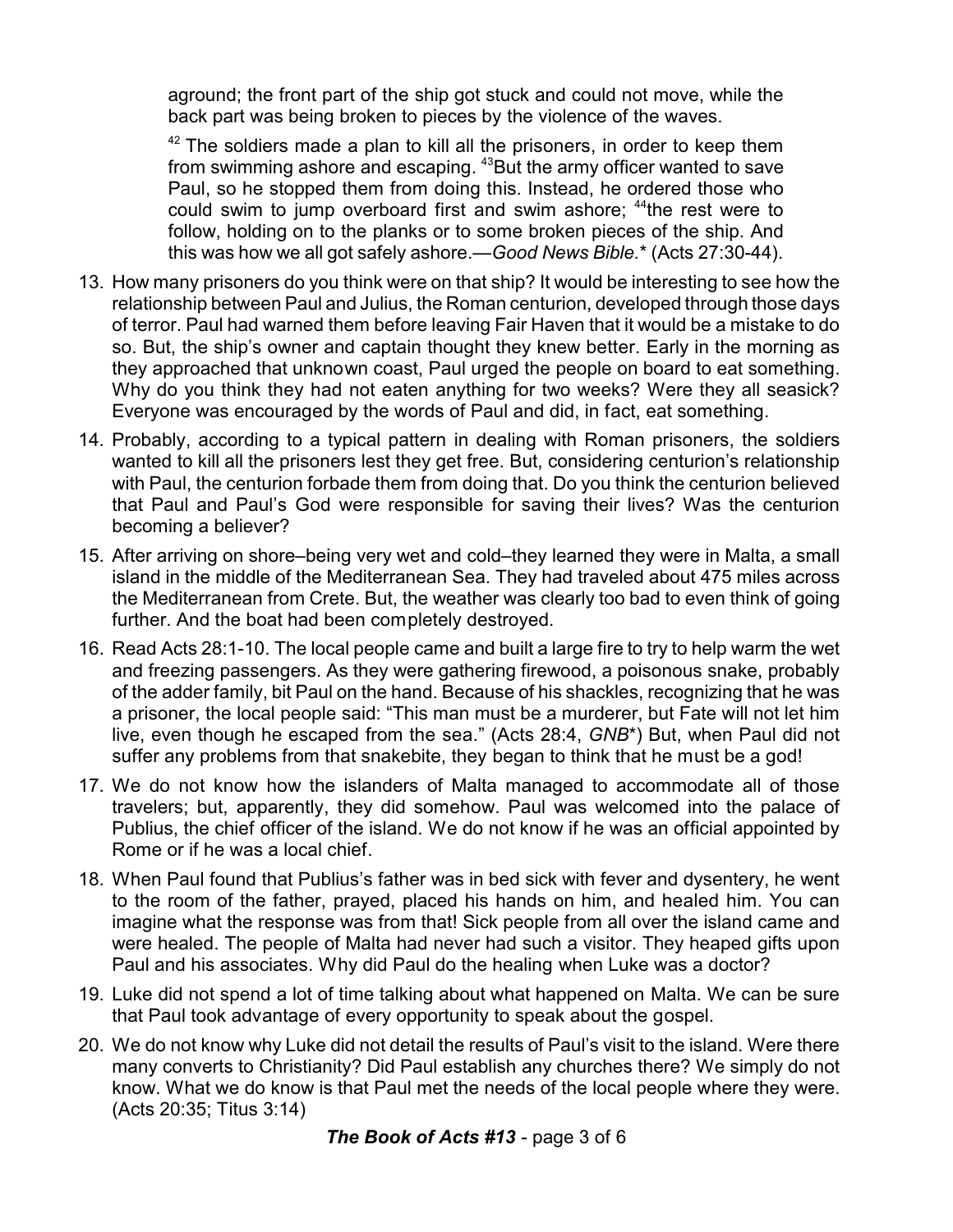aground; the front part of the ship got stuck and could not move, while the back part was being broken to pieces by the violence of the waves.

> [42] The soldiers made a plan to kill all the prisoners, in order to keep them from swimming ashore and escaping. [43]But the army officer wanted to save Paul, so he stopped them from doing this. Instead, he ordered those who could swim to jump overboard first and swim ashore; [44]the rest were to follow, holding on to the planks or to some broken pieces of the ship. And this was how we all got safely ashore.—*Good News Bible.** (Acts 27:30-44).

13. How many prisoners do you think were on that ship? It would be interesting to see how the relationship between Paul and Julius, the Roman centurion, developed through those days of terror. Paul had warned them before leaving Fair Haven that it would be a mistake to do so. But, the ship's owner and captain thought they knew better. Early in the morning as they approached that unknown coast, Paul urged the people on board to eat something. Why do you think they had not eaten anything for two weeks? Were they all seasick? Everyone was encouraged by the words of Paul and did, in fact, eat something.
14. Probably, according to a typical pattern in dealing with Roman prisoners, the soldiers wanted to kill all the prisoners lest they get free. But, considering centurion's relationship with Paul, the centurion forbade them from doing that. Do you think the centurion believed that Paul and Paul's God were responsible for saving their lives? Was the centurion becoming a believer?
15. After arriving on shore–being very wet and cold–they learned they were in Malta, a small island in the middle of the Mediterranean Sea. They had traveled about 475 miles across the Mediterranean from Crete. But, the weather was clearly too bad to even think of going further. And the boat had been completely destroyed.
16. Read Acts 28:1-10. The local people came and built a large fire to try to help warm the wet and freezing passengers. As they were gathering firewood, a poisonous snake, probably of the adder family, bit Paul on the hand. Because of his shackles, recognizing that he was a prisoner, the local people said: "This man must be a murderer, but Fate will not let him live, even though he escaped from the sea." (Acts 28:4, *GNB**) But, when Paul did not suffer any problems from that snakebite, they began to think that he must be a god!
17. We do not know how the islanders of Malta managed to accommodate all of those travelers; but, apparently, they did somehow. Paul was welcomed into the palace of Publius, the chief officer of the island. We do not know if he was an official appointed by Rome or if he was a local chief.
18. When Paul found that Publius's father was in bed sick with fever and dysentery, he went to the room of the father, prayed, placed his hands on him, and healed him. You can imagine what the response was from that! Sick people from all over the island came and were healed. The people of Malta had never had such a visitor. They heaped gifts upon Paul and his associates. Why did Paul do the healing when Luke was a doctor?
19. Luke did not spend a lot of time talking about what happened on Malta. We can be sure that Paul took advantage of every opportunity to speak about the gospel.
20. We do not know why Luke did not detail the results of Paul's visit to the island. Were there many converts to Christianity? Did Paul establish any churches there? We simply do not know. What we do know is that Paul met the needs of the local people where they were. (Acts 20:35; Titus 3:14)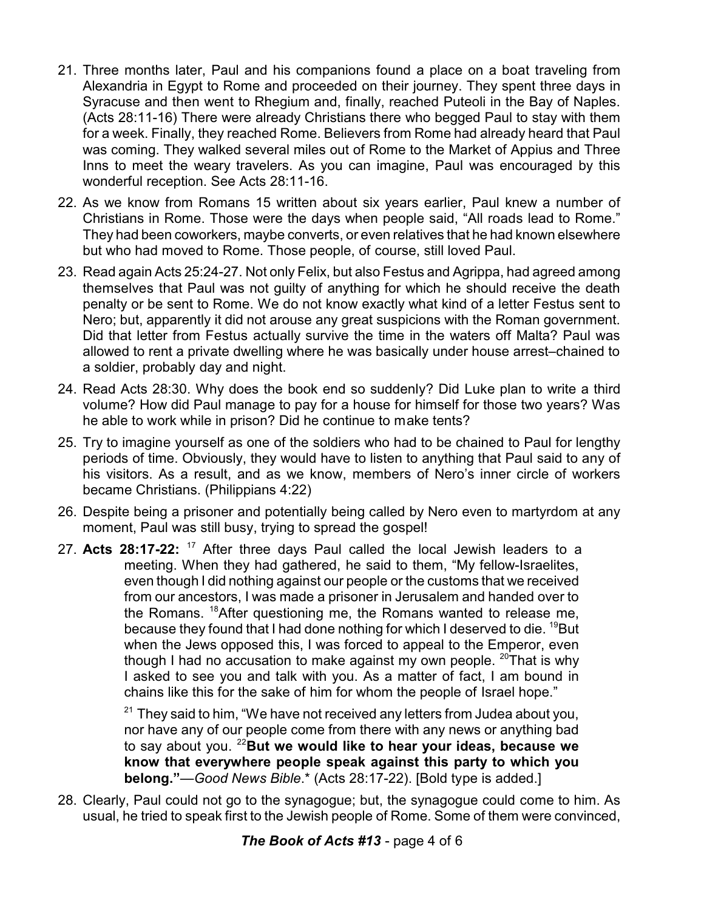21. Three months later, Paul and his companions found a place on a boat traveling from Alexandria in Egypt to Rome and proceeded on their journey. They spent three days in Syracuse and then went to Rhegium and, finally, reached Puteoli in the Bay of Naples. (Acts 28:11-16) There were already Christians there who begged Paul to stay with them for a week. Finally, they reached Rome. Believers from Rome had already heard that Paul was coming. They walked several miles out of Rome to the Market of Appius and Three Inns to meet the weary travelers. As you can imagine, Paul was encouraged by this wonderful reception. See Acts 28:11-16.

22. As we know from Romans 15 written about six years earlier, Paul knew a number of Christians in Rome. Those were the days when people said, "All roads lead to Rome." They had been coworkers, maybe converts, or even relatives that he had known elsewhere but who had moved to Rome. Those people, of course, still loved Paul.

23. Read again Acts 25:24-27. Not only Felix, but also Festus and Agrippa, had agreed among themselves that Paul was not guilty of anything for which he should receive the death penalty or be sent to Rome. We do not know exactly what kind of a letter Festus sent to Nero; but, apparently it did not arouse any great suspicions with the Roman government. Did that letter from Festus actually survive the time in the waters off Malta? Paul was allowed to rent a private dwelling where he was basically under house arrest–chained to a soldier, probably day and night.

24. Read Acts 28:30. Why does the book end so suddenly? Did Luke plan to write a third volume? How did Paul manage to pay for a house for himself for those two years? Was he able to work while in prison? Did he continue to make tents?

25. Try to imagine yourself as one of the soldiers who had to be chained to Paul for lengthy periods of time. Obviously, they would have to listen to anything that Paul said to any of his visitors. As a result, and as we know, members of Nero's inner circle of workers became Christians. (Philippians 4:22)

26. Despite being a prisoner and potentially being called by Nero even to martyrdom at any moment, Paul was still busy, trying to spread the gospel!

27. **Acts 28:17-22:** [17] After three days Paul called the local Jewish leaders to a meeting. When they had gathered, he said to them, "My fellow-Israelites, even though I did nothing against our people or the customs that we received from our ancestors, I was made a prisoner in Jerusalem and handed over to the Romans. [18]After questioning me, the Romans wanted to release me, because they found that I had done nothing for which I deserved to die. [19]But when the Jews opposed this, I was forced to appeal to the Emperor, even though I had no accusation to make against my own people. [20]That is why I asked to see you and talk with you. As a matter of fact, I am bound in chains like this for the sake of him for whom the people of Israel hope."

    [21] They said to him, "We have not received any letters from Judea about you, nor have any of our people come from there with any news or anything bad to say about you. [22]**But we would like to hear your ideas, because we know that everywhere people speak against this party to which you belong."**—*Good News Bible*.* (Acts 28:17-22). [Bold type is added.]

28. Clearly, Paul could not go to the synagogue; but, the synagogue could come to him. As usual, he tried to speak first to the Jewish people of Rome. Some of them were convinced,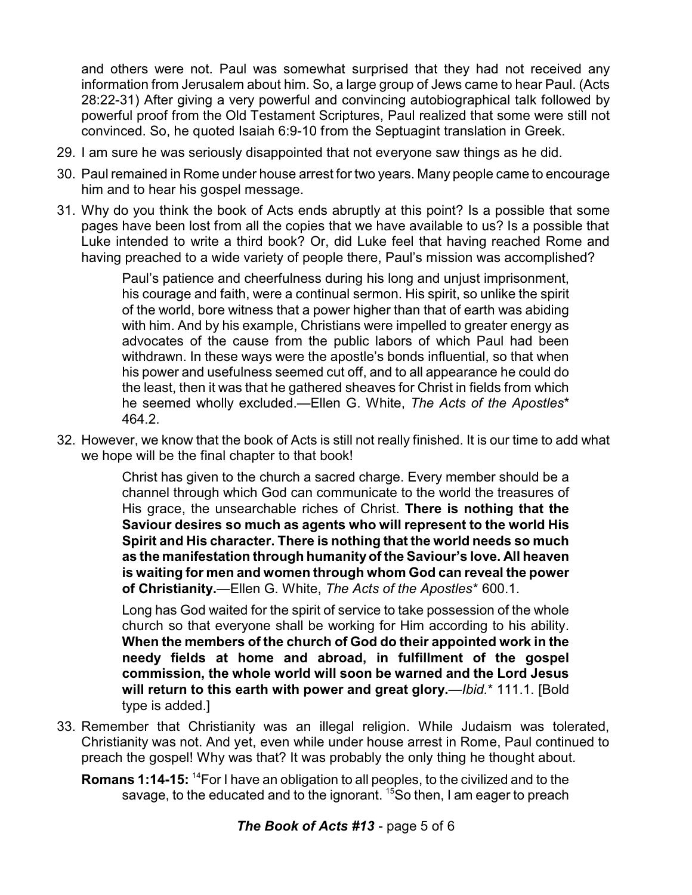and others were not. Paul was somewhat surprised that they had not received any information from Jerusalem about him. So, a large group of Jews came to hear Paul. (Acts 28:22-31) After giving a very powerful and convincing autobiographical talk followed by powerful proof from the Old Testament Scriptures, Paul realized that some were still not convinced. So, he quoted Isaiah 6:9-10 from the Septuagint translation in Greek.

29. I am sure he was seriously disappointed that not everyone saw things as he did.

30. Paul remained in Rome under house arrest for two years. Many people came to encourage him and to hear his gospel message.

31. Why do you think the book of Acts ends abruptly at this point? Is a possible that some pages have been lost from all the copies that we have available to us? Is a possible that Luke intended to write a third book? Or, did Luke feel that having reached Rome and having preached to a wide variety of people there, Paul's mission was accomplished?

> Paul's patience and cheerfulness during his long and unjust imprisonment, his courage and faith, were a continual sermon. His spirit, so unlike the spirit of the world, bore witness that a power higher than that of earth was abiding with him. And by his example, Christians were impelled to greater energy as advocates of the cause from the public labors of which Paul had been withdrawn. In these ways were the apostle's bonds influential, so that when his power and usefulness seemed cut off, and to all appearance he could do the least, then it was that he gathered sheaves for Christ in fields from which he seemed wholly excluded.—Ellen G. White, *The Acts of the Apostles*\* 464.2.

32. However, we know that the book of Acts is still not really finished. It is our time to add what we hope will be the final chapter to that book!

> Christ has given to the church a sacred charge. Every member should be a channel through which God can communicate to the world the treasures of His grace, the unsearchable riches of Christ. **There is nothing that the Saviour desires so much as agents who will represent to the world His Spirit and His character. There is nothing that the world needs so much as the manifestation through humanity of the Saviour's love. All heaven is waiting for men and women through whom God can reveal the power of Christianity.**—Ellen G. White, *The Acts of the Apostles*\* 600.1.
>
> Long has God waited for the spirit of service to take possession of the whole church so that everyone shall be working for Him according to his ability. **When the members of the church of God do their appointed work in the needy fields at home and abroad, in fulfillment of the gospel commission, the whole world will soon be warned and the Lord Jesus will return to this earth with power and great glory.**—*Ibid.*\* 111.1. [Bold type is added.]

33. Remember that Christianity was an illegal religion. While Judaism was tolerated, Christianity was not. And yet, even while under house arrest in Rome, Paul continued to preach the gospel! Why was that? It was probably the only thing he thought about.

**Romans 1:14-15:** [14]For I have an obligation to all peoples, to the civilized and to the savage, to the educated and to the ignorant. [15]So then, I am eager to preach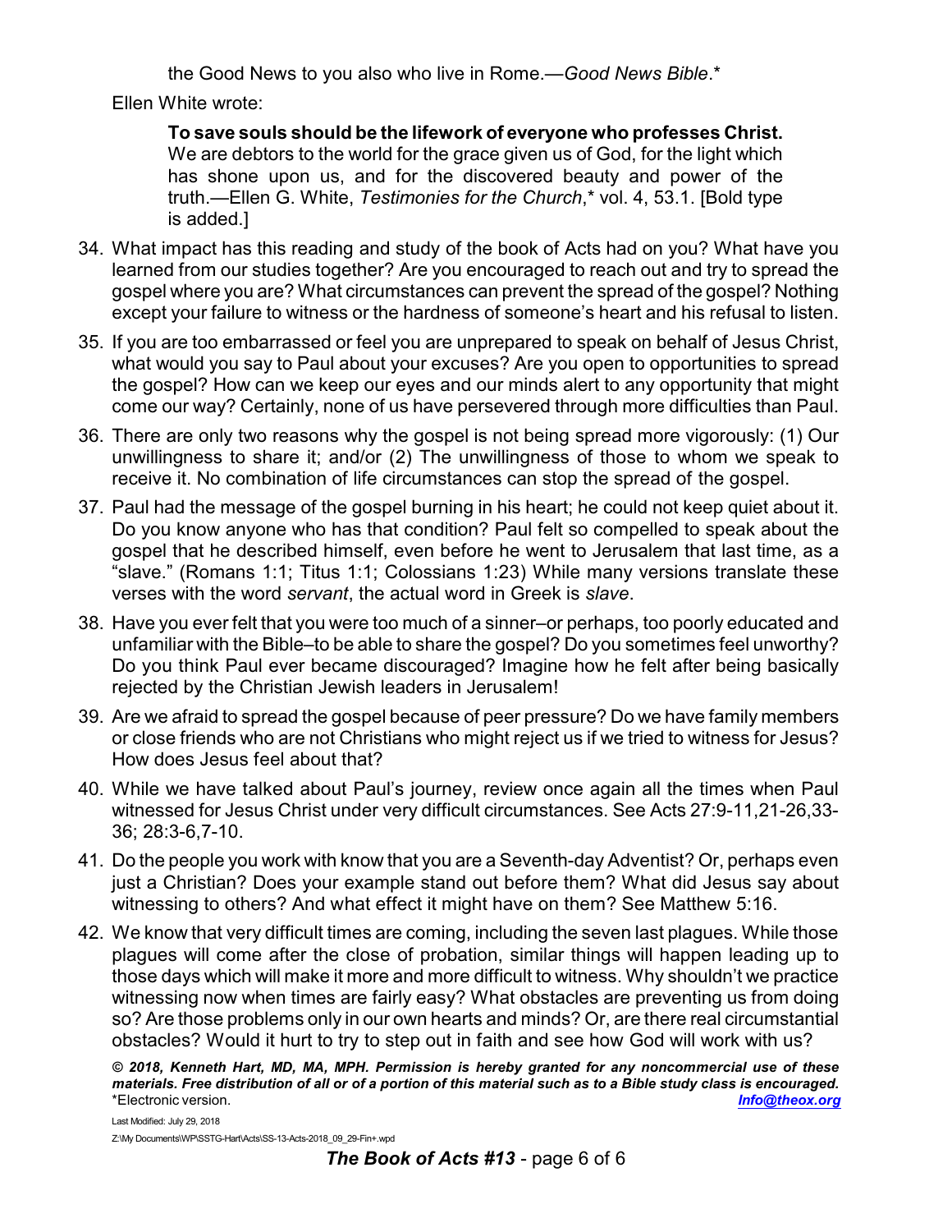the Good News to you also who live in Rome.—*Good News Bible*.*

Ellen White wrote:

> **To save souls should be the lifework of everyone who professes Christ.** We are debtors to the world for the grace given us of God, for the light which has shone upon us, and for the discovered beauty and power of the truth.—Ellen G. White, *Testimonies for the Church*,* vol. 4, 53.1. [Bold type is added.]

34. What impact has this reading and study of the book of Acts had on you? What have you learned from our studies together? Are you encouraged to reach out and try to spread the gospel where you are? What circumstances can prevent the spread of the gospel? Nothing except your failure to witness or the hardness of someone's heart and his refusal to listen.

35. If you are too embarrassed or feel you are unprepared to speak on behalf of Jesus Christ, what would you say to Paul about your excuses? Are you open to opportunities to spread the gospel? How can we keep our eyes and our minds alert to any opportunity that might come our way? Certainly, none of us have persevered through more difficulties than Paul.

36. There are only two reasons why the gospel is not being spread more vigorously: (1) Our unwillingness to share it; and/or (2) The unwillingness of those to whom we speak to receive it. No combination of life circumstances can stop the spread of the gospel.

37. Paul had the message of the gospel burning in his heart; he could not keep quiet about it. Do you know anyone who has that condition? Paul felt so compelled to speak about the gospel that he described himself, even before he went to Jerusalem that last time, as a "slave." (Romans 1:1; Titus 1:1; Colossians 1:23) While many versions translate these verses with the word *servant*, the actual word in Greek is *slave*.

38. Have you ever felt that you were too much of a sinner–or perhaps, too poorly educated and unfamiliar with the Bible–to be able to share the gospel? Do you sometimes feel unworthy? Do you think Paul ever became discouraged? Imagine how he felt after being basically rejected by the Christian Jewish leaders in Jerusalem!

39. Are we afraid to spread the gospel because of peer pressure? Do we have family members or close friends who are not Christians who might reject us if we tried to witness for Jesus? How does Jesus feel about that?

40. While we have talked about Paul's journey, review once again all the times when Paul witnessed for Jesus Christ under very difficult circumstances. See Acts 27:9-11,21-26,33-36; 28:3-6,7-10.

41. Do the people you work with know that you are a Seventh-day Adventist? Or, perhaps even just a Christian? Does your example stand out before them? What did Jesus say about witnessing to others? And what effect it might have on them? See Matthew 5:16.

42. We know that very difficult times are coming, including the seven last plagues. While those plagues will come after the close of probation, similar things will happen leading up to those days which will make it more and more difficult to witness. Why shouldn't we practice witnessing now when times are fairly easy? What obstacles are preventing us from doing so? Are those problems only in our own hearts and minds? Or, are there real circumstantial obstacles? Would it hurt to try to step out in faith and see how God will work with us?

***© 2018, Kenneth Hart, MD, MA, MPH. Permission is hereby granted for any noncommercial use of these materials. Free distribution of all or of a portion of this material such as to a Bible study class is encouraged.***
*Electronic version. ***Info@theox.org***

Last Modified: July 29, 2018
Z:\My Documents\WP\SSTG-Hart\Acts\SS-13-Acts-2018_09_29-Fin+.wpd